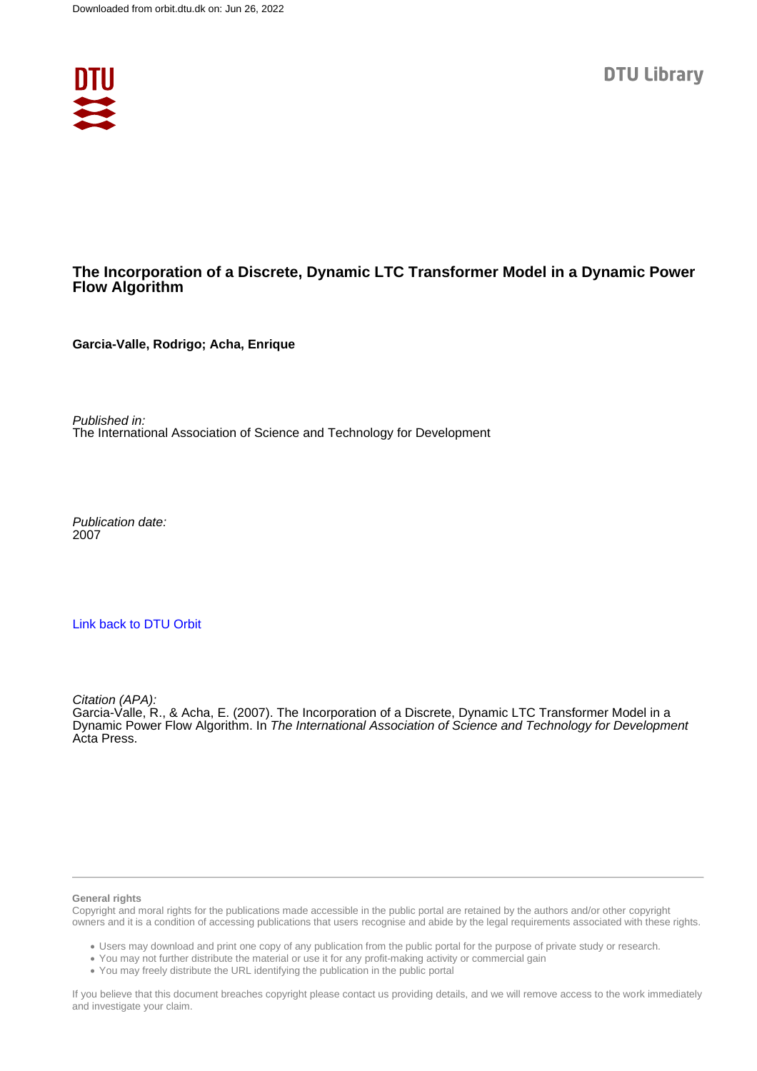Downloaded from orbit.dtu.dk on: Jun 26, 2022

DTU Library

# The Incorporation of a Discrete, Dynamic LTC Transformer Model in a Dynamic Power Flow Algorithm

**Garcia-Valle, Rodrigo; Acha, Enrique**

*Published in:*
The International Association of Science and Technology for Development

*Publication date:*
2007

[Link back to DTU Orbit](#)

*Citation (APA):*
Garcia-Valle, R., & Acha, E. (2007). The Incorporation of a Discrete, Dynamic LTC Transformer Model in a Dynamic Power Flow Algorithm. In *The International Association of Science and Technology for Development* Acta Press.

**General rights**

Copyright and moral rights for the publications made accessible in the public portal are retained by the authors and/or other copyright owners and it is a condition of accessing publications that users recognise and abide by the legal requirements associated with these rights.

- Users may download and print one copy of any publication from the public portal for the purpose of private study or research.
- You may not further distribute the material or use it for any profit-making activity or commercial gain
- You may freely distribute the URL identifying the publication in the public portal

If you believe that this document breaches copyright please contact us providing details, and we will remove access to the work immediately and investigate your claim.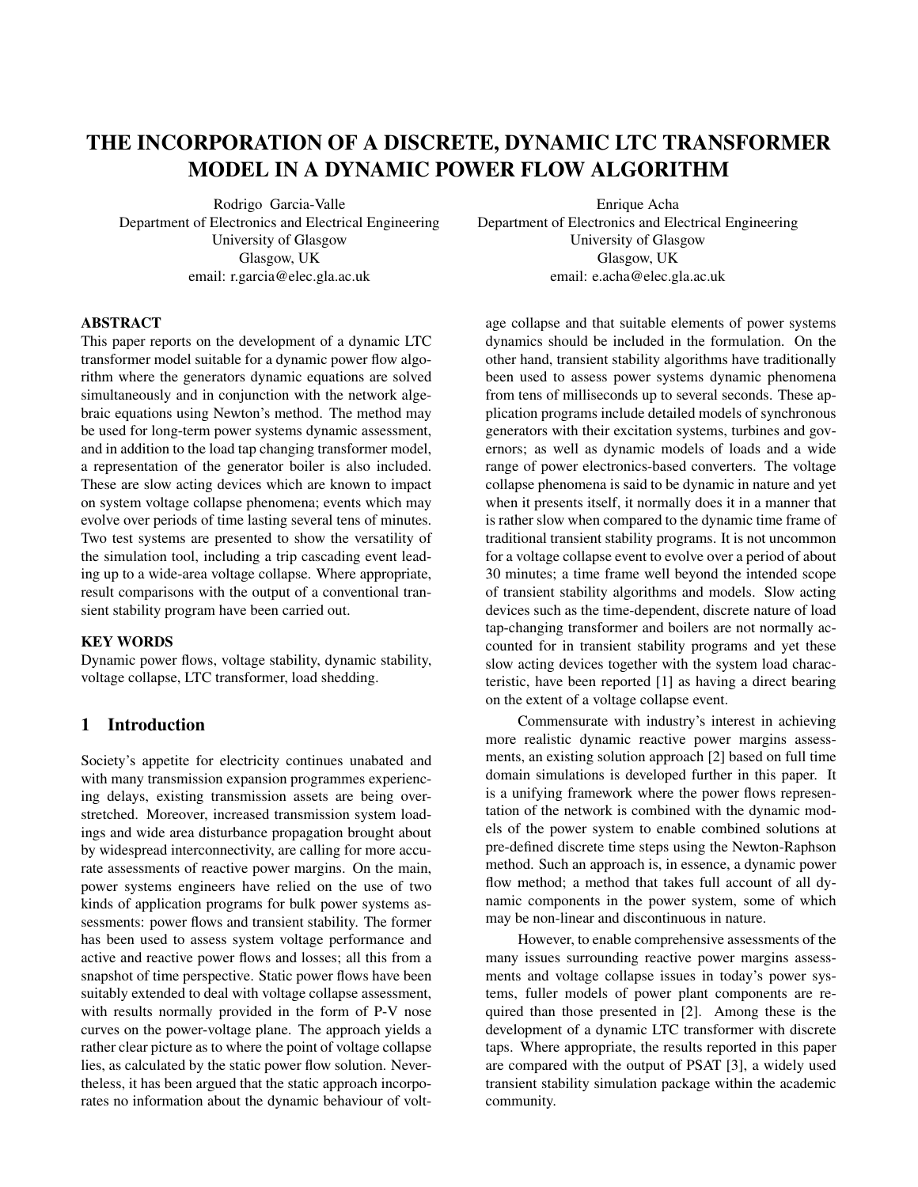# THE INCORPORATION OF A DISCRETE, DYNAMIC LTC TRANSFORMER MODEL IN A DYNAMIC POWER FLOW ALGORITHM

Rodrigo Garcia-Valle
Department of Electronics and Electrical Engineering
University of Glasgow
Glasgow, UK
email: r.garcia@elec.gla.ac.uk

Enrique Acha
Department of Electronics and Electrical Engineering
University of Glasgow
Glasgow, UK
email: e.acha@elec.gla.ac.uk

## ABSTRACT

This paper reports on the development of a dynamic LTC transformer model suitable for a dynamic power flow algorithm where the generators dynamic equations are solved simultaneously and in conjunction with the network algebraic equations using Newton's method. The method may be used for long-term power systems dynamic assessment, and in addition to the load tap changing transformer model, a representation of the generator boiler is also included. These are slow acting devices which are known to impact on system voltage collapse phenomena; events which may evolve over periods of time lasting several tens of minutes. Two test systems are presented to show the versatility of the simulation tool, including a trip cascading event leading up to a wide-area voltage collapse. Where appropriate, result comparisons with the output of a conventional transient stability program have been carried out.

## KEY WORDS

Dynamic power flows, voltage stability, dynamic stability, voltage collapse, LTC transformer, load shedding.

## 1 Introduction

Society's appetite for electricity continues unabated and with many transmission expansion programmes experiencing delays, existing transmission assets are being overstretched. Moreover, increased transmission system loadings and wide area disturbance propagation brought about by widespread interconnectivity, are calling for more accurate assessments of reactive power margins. On the main, power systems engineers have relied on the use of two kinds of application programs for bulk power systems assessments: power flows and transient stability. The former has been used to assess system voltage performance and active and reactive power flows and losses; all this from a snapshot of time perspective. Static power flows have been suitably extended to deal with voltage collapse assessment, with results normally provided in the form of P-V nose curves on the power-voltage plane. The approach yields a rather clear picture as to where the point of voltage collapse lies, as calculated by the static power flow solution. Nevertheless, it has been argued that the static approach incorporates no information about the dynamic behaviour of voltage collapse and that suitable elements of power systems dynamics should be included in the formulation. On the other hand, transient stability algorithms have traditionally been used to assess power systems dynamic phenomena from tens of milliseconds up to several seconds. These application programs include detailed models of synchronous generators with their excitation systems, turbines and governors; as well as dynamic models of loads and a wide range of power electronics-based converters. The voltage collapse phenomena is said to be dynamic in nature and yet when it presents itself, it normally does it in a manner that is rather slow when compared to the dynamic time frame of traditional transient stability programs. It is not uncommon for a voltage collapse event to evolve over a period of about 30 minutes; a time frame well beyond the intended scope of transient stability algorithms and models. Slow acting devices such as the time-dependent, discrete nature of load tap-changing transformer and boilers are not normally accounted for in transient stability programs and yet these slow acting devices together with the system load characteristic, have been reported [1] as having a direct bearing on the extent of a voltage collapse event.

Commensurate with industry's interest in achieving more realistic dynamic reactive power margins assessments, an existing solution approach [2] based on full time domain simulations is developed further in this paper. It is a unifying framework where the power flows representation of the network is combined with the dynamic models of the power system to enable combined solutions at pre-defined discrete time steps using the Newton-Raphson method. Such an approach is, in essence, a dynamic power flow method; a method that takes full account of all dynamic components in the power system, some of which may be non-linear and discontinuous in nature.

However, to enable comprehensive assessments of the many issues surrounding reactive power margins assessments and voltage collapse issues in today's power systems, fuller models of power plant components are required than those presented in [2]. Among these is the development of a dynamic LTC transformer with discrete taps. Where appropriate, the results reported in this paper are compared with the output of PSAT [3], a widely used transient stability simulation package within the academic community.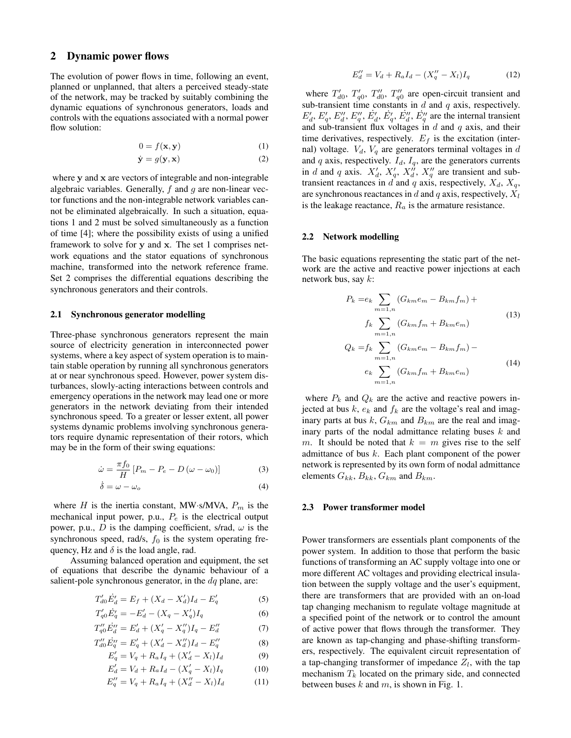## 2 Dynamic power flows

The evolution of power flows in time, following an event, planned or unplanned, that alters a perceived steady-state of the network, may be tracked by suitably combining the dynamic equations of synchronous generators, loads and controls with the equations associated with a normal power flow solution:

$$0 = f(\mathbf{x}, \mathbf{y}) \tag{1}$$

$$\dot{\mathbf{y}} = g(\mathbf{y}, \mathbf{x}) \tag{2}$$

where $\mathbf{y}$ and $\mathbf{x}$ are vectors of integrable and non-integrable algebraic variables. Generally, $f$ and $g$ are non-linear vector functions and the non-integrable network variables cannot be eliminated algebraically. In such a situation, equations 1 and 2 must be solved simultaneously as a function of time [4]; where the possibility exists of using a unified framework to solve for $\mathbf{y}$ and $\mathbf{x}$. The set 1 comprises network equations and the stator equations of synchronous machine, transformed into the network reference frame. Set 2 comprises the differential equations describing the synchronous generators and their controls.

### 2.1 Synchronous generator modelling

Three-phase synchronous generators represent the main source of electricity generation in interconnected power systems, where a key aspect of system operation is to maintain stable operation by running all synchronous generators at or near synchronous speed. However, power system disturbances, slowly-acting interactions between controls and emergency operations in the network may lead one or more generators in the network deviating from their intended synchronous speed. To a greater or lesser extent, all power systems dynamic problems involving synchronous generators require dynamic representation of their rotors, which may be in the form of their swing equations:

$$\dot{\omega} = \frac{\pi f_0}{H}\left[P_m - P_e - D\left(\omega - \omega_0\right)\right] \tag{3}$$

$$\dot{\delta} = \omega - \omega_o \tag{4}$$

where $H$ is the inertia constant, MW·s/MVA, $P_m$ is the mechanical input power, p.u., $P_e$ is the electrical output power, p.u., $D$ is the damping coefficient, s/rad, $\omega$ is the synchronous speed, rad/s, $f_0$ is the system operating frequency, Hz and $\delta$ is the load angle, rad.

Assuming balanced operation and equipment, the set of equations that describe the dynamic behaviour of a salient-pole synchronous generator, in the $dq$ plane, are:

$$T'_{d0}\dot{E}'_d = E_f + (X_d - X'_d)I_d - E'_q \tag{5}$$

$$T'_{q0}\dot{E}'_q = -E'_d - (X_q - X'_q)I_q \tag{6}$$

$$T''_{q0}\dot{E}''_d = E'_d + (X'_q - X''_q)I_q - E''_d \tag{7}$$

$$T''_{d0}\dot{E}''_q = E'_q + (X'_d - X''_d)I_d - E''_q \tag{8}$$

$$E'_q = V_q + R_a I_q + (X'_d - X_l)I_d \tag{9}$$

$$E'_d = V_d + R_a I_d - (X'_q - X_l)I_q \tag{10}$$

$$E''_q = V_q + R_a I_q + (X''_d - X_l)I_d \tag{11}$$

$$E''_d = V_d + R_a I_d - (X''_q - X_l)I_q \tag{12}$$

where $T'_{d0}$, $T'_{q0}$, $T''_{d0}$, $T''_{q0}$ are open-circuit transient and sub-transient time constants in $d$ and $q$ axis, respectively. $E'_d$, $E'_q$, $E''_d$, $E''_q$, $\dot{E}'_d$, $\dot{E}'_q$, $\dot{E}''_d$, $\dot{E}''_q$ are the internal transient and sub-transient flux voltages in $d$ and $q$ axis, and their time derivatives, respectively. $E_f$ is the excitation (internal) voltage. $V_d$, $V_q$ are generators terminal voltages in $d$ and $q$ axis, respectively. $I_d$, $I_q$, are the generators currents in $d$ and $q$ axis. $X'_d$, $X'_q$, $X''_d$, $X''_q$ are transient and sub-transient reactances in $d$ and $q$ axis, respectively, $X_d$, $X_q$, are synchronous reactances in $d$ and $q$ axis, respectively, $X_l$ is the leakage reactance, $R_a$ is the armature resistance.

### 2.2 Network modelling

The basic equations representing the static part of the network are the active and reactive power injections at each network bus, say $k$:

$$\begin{aligned} P_k = & e_k \sum_{m=1,n} \left(G_{km}e_m - B_{km}f_m\right) + \\ & f_k \sum_{m=1,n} \left(G_{km}f_m + B_{km}e_m\right) \end{aligned} \tag{13}$$

$$\begin{aligned} Q_k = & f_k \sum_{m=1,n} \left(G_{km}e_m - B_{km}f_m\right) - \\ & e_k \sum_{m=1,n} \left(G_{km}f_m + B_{km}e_m\right) \end{aligned} \tag{14}$$

where $P_k$ and $Q_k$ are the active and reactive powers injected at bus $k$, $e_k$ and $f_k$ are the voltage's real and imaginary parts at bus $k$, $G_{km}$ and $B_{km}$ are the real and imaginary parts of the nodal admittance relating buses $k$ and $m$. It should be noted that $k = m$ gives rise to the self admittance of bus $k$. Each plant component of the power network is represented by its own form of nodal admittance elements $G_{kk}$, $B_{kk}$, $G_{km}$ and $B_{km}$.

### 2.3 Power transformer model

Power transformers are essentials plant components of the power system. In addition to those that perform the basic functions of transforming an AC supply voltage into one or more different AC voltages and providing electrical insulation between the supply voltage and the user's equipment, there are transformers that are provided with an on-load tap changing mechanism to regulate voltage magnitude at a specified point of the network or to control the amount of active power that flows through the transformer. They are known as tap-changing and phase-shifting transformers, respectively. The equivalent circuit representation of a tap-changing transformer of impedance $Z_l$, with the tap mechanism $T_k$ located on the primary side, and connected between buses $k$ and $m$, is shown in Fig. 1.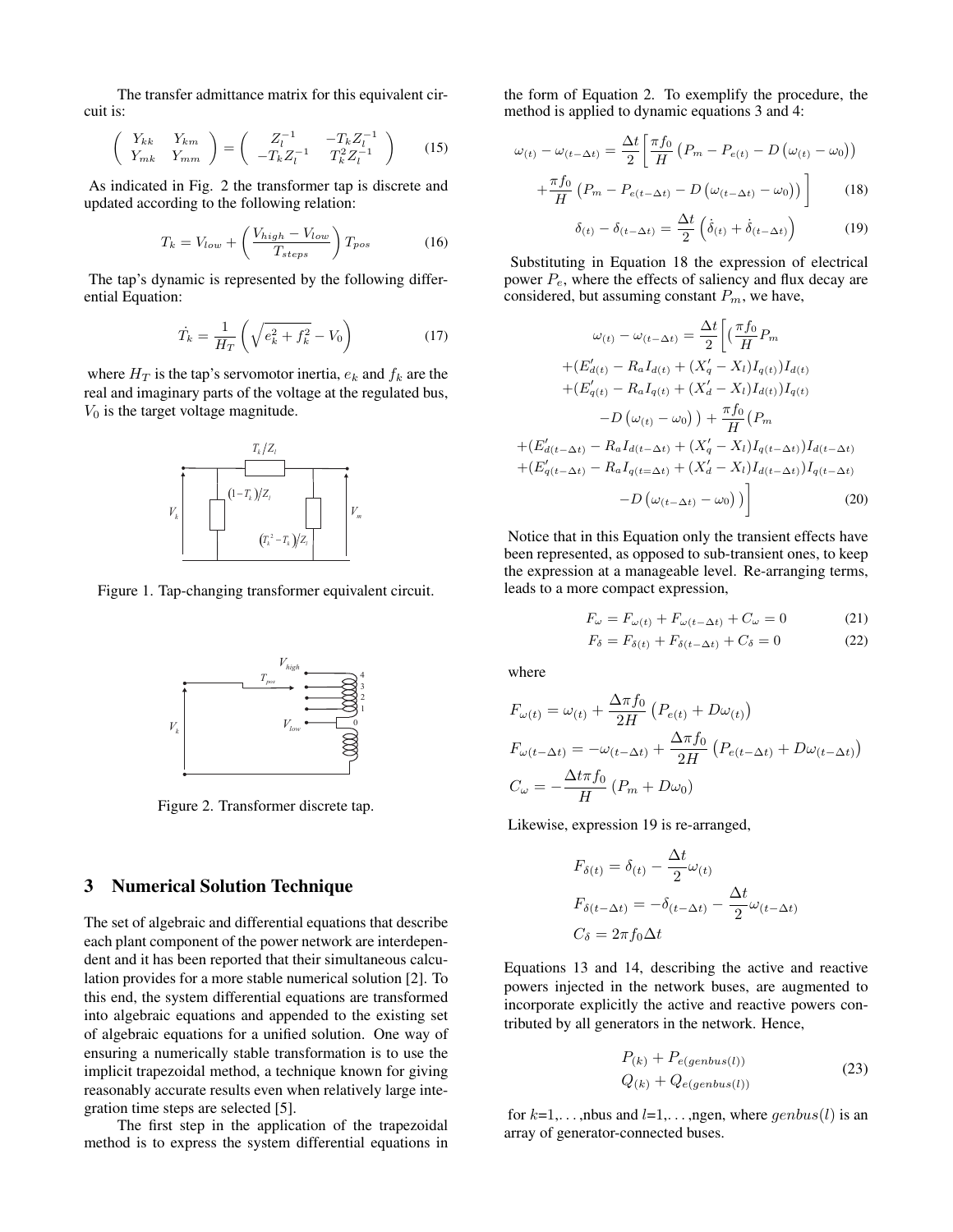The transfer admittance matrix for this equivalent circuit is:

$$\begin{pmatrix} Y_{kk} & Y_{km} \\ Y_{mk} & Y_{mm} \end{pmatrix} = \begin{pmatrix} Z_l^{-1} & -T_k Z_l^{-1} \\ -T_k Z_l^{-1} & T_k^2 Z_l^{-1} \end{pmatrix} \tag{15}$$

As indicated in Fig. 2 the transformer tap is discrete and updated according to the following relation:

$$T_k = V_{low} + \left( \frac{V_{high} - V_{low}}{T_{steps}} \right) T_{pos} \tag{16}$$

The tap's dynamic is represented by the following differential Equation:

$$\dot{T_k} = \frac{1}{H_T} \left( \sqrt{e_k^2 + f_k^2} - V_0 \right) \tag{17}$$

where $H_T$ is the tap's servomotor inertia, $e_k$ and $f_k$ are the real and imaginary parts of the voltage at the regulated bus, $V_0$ is the target voltage magnitude.

Figure 1. Tap-changing transformer equivalent circuit.

Figure 2. Transformer discrete tap.

## 3 Numerical Solution Technique

The set of algebraic and differential equations that describe each plant component of the power network are interdependent and it has been reported that their simultaneous calculation provides for a more stable numerical solution [2]. To this end, the system differential equations are transformed into algebraic equations and appended to the existing set of algebraic equations for a unified solution. One way of ensuring a numerically stable transformation is to use the implicit trapezoidal method, a technique known for giving reasonably accurate results even when relatively large integration time steps are selected [5].

The first step in the application of the trapezoidal method is to express the system differential equations in the form of Equation 2. To exemplify the procedure, the method is applied to dynamic equations 3 and 4:

$$\omega_{(t)} - \omega_{(t-\Delta t)} = \frac{\Delta t}{2} \Big[ \frac{\pi f_0}{H} \left( P_m - P_{e(t)} - D \left( \omega_{(t)} - \omega_0 \right) \right) + \frac{\pi f_0}{H} \left( P_m - P_{e(t-\Delta t)} - D \left( \omega_{(t-\Delta t)} - \omega_0 \right) \right) \Big] \tag{18}$$

$$\delta_{(t)} - \delta_{(t-\Delta t)} = \frac{\Delta t}{2} \left( \dot{\delta}_{(t)} + \dot{\delta}_{(t-\Delta t)} \right) \tag{19}$$

Substituting in Equation 18 the expression of electrical power $P_e$, where the effects of saliency and flux decay are considered, but assuming constant $P_m$, we have,

$$\begin{aligned} \omega_{(t)} - \omega_{(t-\Delta t)} = \frac{\Delta t}{2} \Big[ & \big( \frac{\pi f_0}{H} P_m \\ & + (E'_{d(t)} - R_a I_{d(t)} + (X'_q - X_l) I_{q(t)}) I_{d(t)} \\ & + (E'_{q(t)} - R_a I_{q(t)} + (X'_d - X_l) I_{d(t)}) I_{q(t)} \\ & - D \left( \omega_{(t)} - \omega_0 \right) \big) + \frac{\pi f_0}{H} \big( P_m \\ & + (E'_{d(t-\Delta t)} - R_a I_{d(t-\Delta t)} + (X'_q - X_l) I_{q(t-\Delta t)}) I_{d(t-\Delta t)} \\ & + (E'_{q(t-\Delta t)} - R_a I_{q(t=\Delta t)} + (X'_d - X_l) I_{d(t-\Delta t)}) I_{q(t-\Delta t)} \\ & - D \left( \omega_{(t-\Delta t)} - \omega_0 \right) \big) \Big] \end{aligned} \tag{20}$$

Notice that in this Equation only the transient effects have been represented, as opposed to sub-transient ones, to keep the expression at a manageable level. Re-arranging terms, leads to a more compact expression,

$$F_\omega = F_{\omega(t)} + F_{\omega(t-\Delta t)} + C_\omega = 0 \tag{21}$$

$$F_\delta = F_{\delta(t)} + F_{\delta(t-\Delta t)} + C_\delta = 0 \tag{22}$$

where

$$F_{\omega(t)} = \omega_{(t)} + \frac{\Delta \pi f_0}{2H} \left( P_{e(t)} + D \omega_{(t)} \right)$$

$$F_{\omega(t-\Delta t)} = -\omega_{(t-\Delta t)} + \frac{\Delta \pi f_0}{2H} \left( P_{e(t-\Delta t)} + D \omega_{(t-\Delta t)} \right)$$

$$C_\omega = -\frac{\Delta t \pi f_0}{H} \left( P_m + D \omega_0 \right)$$

Likewise, expression 19 is re-arranged,

$$F_{\delta(t)} = \delta_{(t)} - \frac{\Delta t}{2} \omega_{(t)}$$

$$F_{\delta(t-\Delta t)} = -\delta_{(t-\Delta t)} - \frac{\Delta t}{2} \omega_{(t-\Delta t)}$$

$$C_\delta = 2 \pi f_0 \Delta t$$

Equations 13 and 14, describing the active and reactive powers injected in the network buses, are augmented to incorporate explicitly the active and reactive powers contributed by all generators in the network. Hence,

$$\begin{matrix} P_{(k)} + P_{e(genbus(l))} \\ Q_{(k)} + Q_{e(genbus(l))} \end{matrix} \tag{23}$$

for $k$=1,...,nbus and $l$=1,...,ngen, where $genbus(l)$ is an array of generator-connected buses.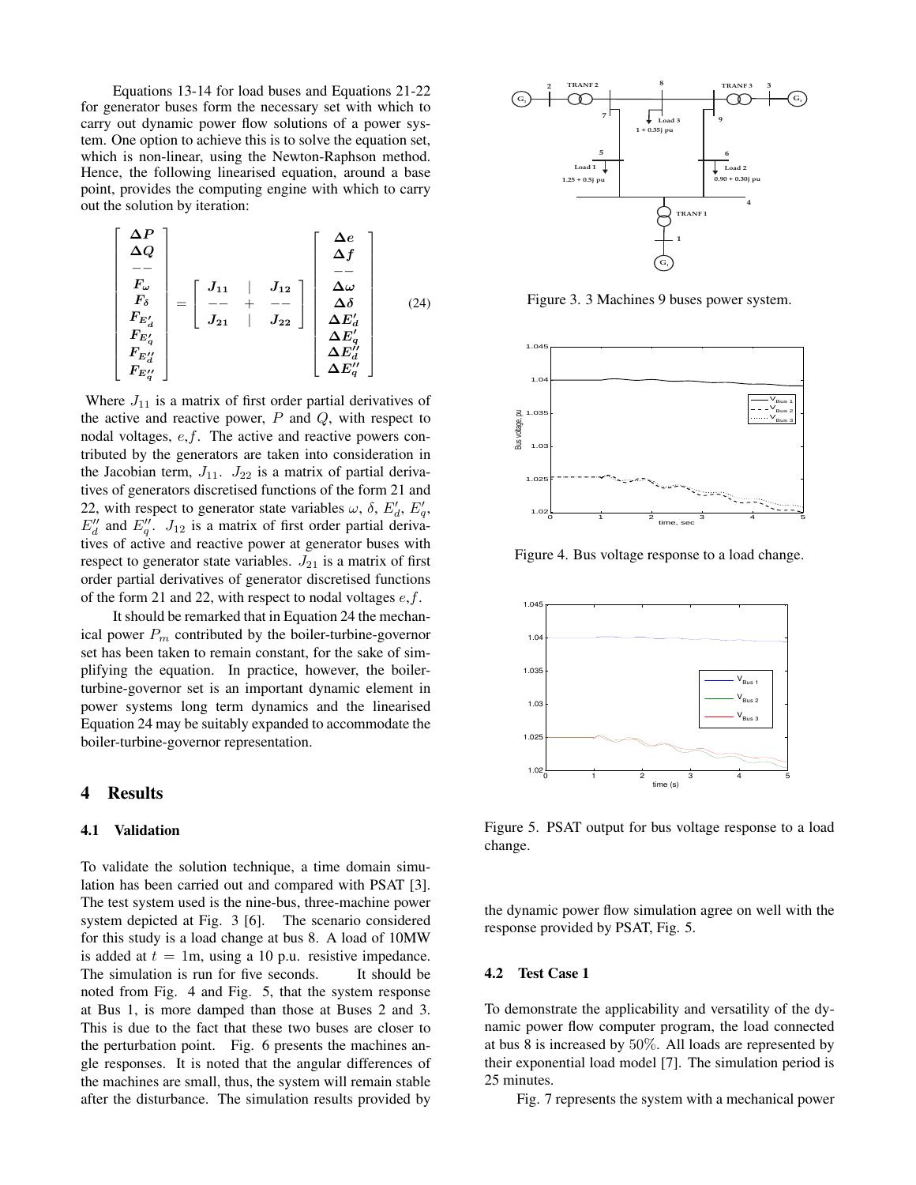Equations 13-14 for load buses and Equations 21-22 for generator buses form the necessary set with which to carry out dynamic power flow solutions of a power system. One option to achieve this is to solve the equation set, which is non-linear, using the Newton-Raphson method. Hence, the following linearised equation, around a base point, provides the computing engine with which to carry out the solution by iteration:

$$\begin{bmatrix} \boldsymbol{\Delta P} \\ \boldsymbol{\Delta Q} \\ -- \\ \boldsymbol{F_\omega} \\ \boldsymbol{F_\delta} \\ \boldsymbol{F_{E'_d}} \\ \boldsymbol{F_{E'_q}} \\ \boldsymbol{F_{E''_d}} \\ \boldsymbol{F_{E''_q}} \end{bmatrix} = \begin{bmatrix} \boldsymbol{J_{11}} & | & \boldsymbol{J_{12}} \\ -- & + & -- \\ \boldsymbol{J_{21}} & | & \boldsymbol{J_{22}} \end{bmatrix} \begin{bmatrix} \boldsymbol{\Delta e} \\ \boldsymbol{\Delta f} \\ -- \\ \boldsymbol{\Delta \omega} \\ \boldsymbol{\Delta \delta} \\ \boldsymbol{\Delta E'_d} \\ \boldsymbol{\Delta E'_q} \\ \boldsymbol{\Delta E''_d} \\ \boldsymbol{\Delta E''_q} \end{bmatrix} \tag{24}$$

Where $J_{11}$ is a matrix of first order partial derivatives of the active and reactive power, $P$ and $Q$, with respect to nodal voltages, $e$,$f$. The active and reactive powers contributed by the generators are taken into consideration in the Jacobian term, $J_{11}$. $J_{22}$ is a matrix of partial derivatives of generators discretised functions of the form 21 and 22, with respect to generator state variables $\omega$, $\delta$, $E'_d$, $E'_q$, $E''_d$ and $E''_q$. $J_{12}$ is a matrix of first order partial derivatives of active and reactive power at generator buses with respect to generator state variables. $J_{21}$ is a matrix of first order partial derivatives of generator discretised functions of the form 21 and 22, with respect to nodal voltages $e$,$f$.

It should be remarked that in Equation 24 the mechanical power $P_m$ contributed by the boiler-turbine-governor set has been taken to remain constant, for the sake of simplifying the equation. In practice, however, the boiler-turbine-governor set is an important dynamic element in power systems long term dynamics and the linearised Equation 24 may be suitably expanded to accommodate the boiler-turbine-governor representation.

## 4 Results

### 4.1 Validation

To validate the solution technique, a time domain simulation has been carried out and compared with PSAT [3]. The test system used is the nine-bus, three-machine power system depicted at Fig. 3 [6]. The scenario considered for this study is a load change at bus 8. A load of 10MW is added at $t = 1$m, using a 10 p.u. resistive impedance. The simulation is run for five seconds. It should be noted from Fig. 4 and Fig. 5, that the system response at Bus 1, is more damped than those at Buses 2 and 3. This is due to the fact that these two buses are closer to the perturbation point. Fig. 6 presents the machines angle responses. It is noted that the angular differences of the machines are small, thus, the system will remain stable after the disturbance. The simulation results provided by the dynamic power flow simulation agree on well with the response provided by PSAT, Fig. 5.

Figure 3. 3 Machines 9 buses power system.

Figure 4. Bus voltage response to a load change.

Figure 5. PSAT output for bus voltage response to a load change.

### 4.2 Test Case 1

To demonstrate the applicability and versatility of the dynamic power flow computer program, the load connected at bus 8 is increased by 50%. All loads are represented by their exponential load model [7]. The simulation period is 25 minutes.

Fig. 7 represents the system with a mechanical power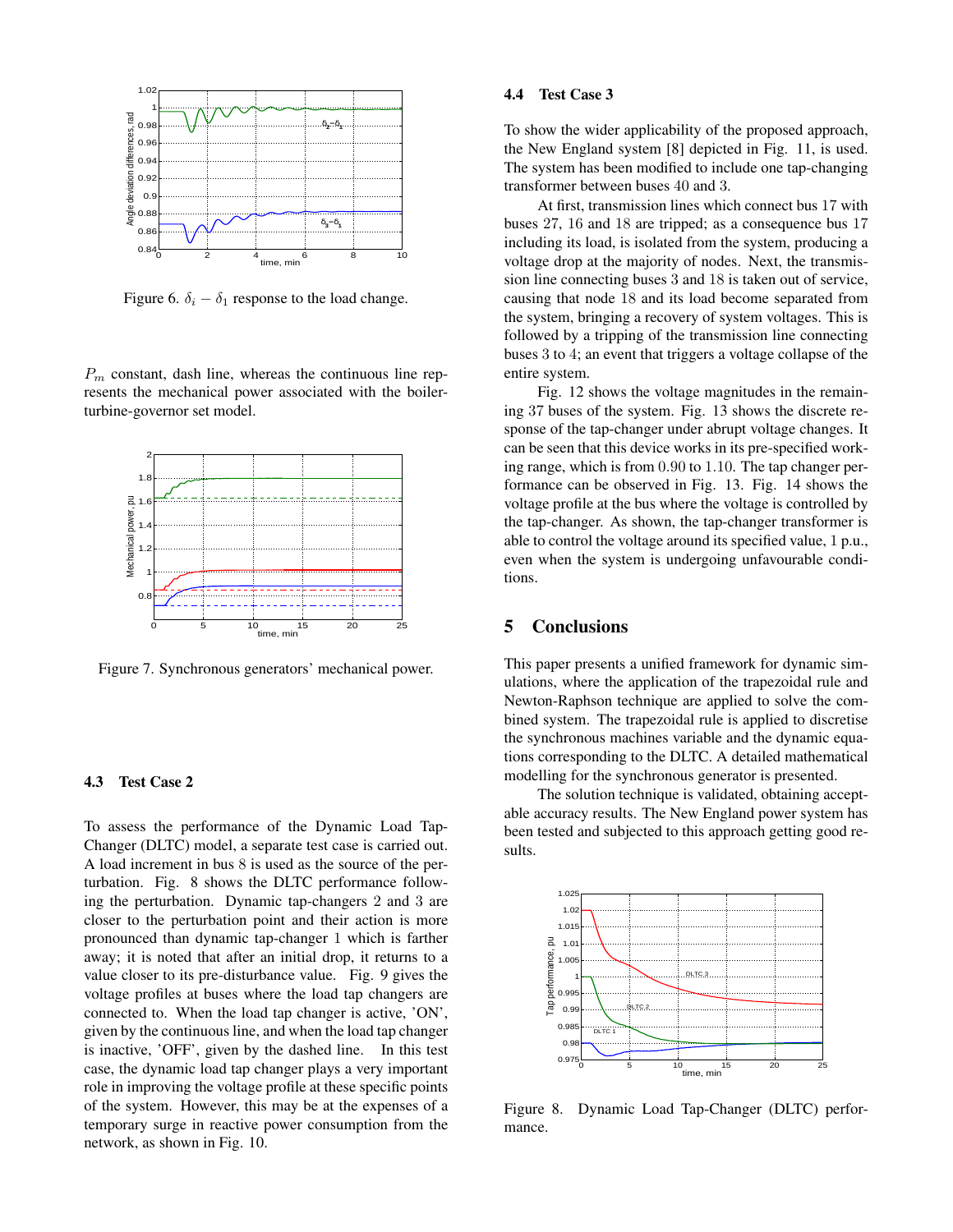Figure 6. $\delta_i - \delta_1$ response to the load change.

$P_m$ constant, dash line, whereas the continuous line represents the mechanical power associated with the boiler-turbine-governor set model.

Figure 7. Synchronous generators' mechanical power.

### 4.3 Test Case 2

To assess the performance of the Dynamic Load Tap-Changer (DLTC) model, a separate test case is carried out. A load increment in bus 8 is used as the source of the perturbation. Fig. 8 shows the DLTC performance following the perturbation. Dynamic tap-changers 2 and 3 are closer to the perturbation point and their action is more pronounced than dynamic tap-changer 1 which is farther away; it is noted that after an initial drop, it returns to a value closer to its pre-disturbance value. Fig. 9 gives the voltage profiles at buses where the load tap changers are connected to. When the load tap changer is active, 'ON', given by the continuous line, and when the load tap changer is inactive, 'OFF', given by the dashed line. In this test case, the dynamic load tap changer plays a very important role in improving the voltage profile at these specific points of the system. However, this may be at the expenses of a temporary surge in reactive power consumption from the network, as shown in Fig. 10.

### 4.4 Test Case 3

To show the wider applicability of the proposed approach, the New England system [8] depicted in Fig. 11, is used. The system has been modified to include one tap-changing transformer between buses 40 and 3.

At first, transmission lines which connect bus 17 with buses 27, 16 and 18 are tripped; as a consequence bus 17 including its load, is isolated from the system, producing a voltage drop at the majority of nodes. Next, the transmission line connecting buses 3 and 18 is taken out of service, causing that node 18 and its load become separated from the system, bringing a recovery of system voltages. This is followed by a tripping of the transmission line connecting buses 3 to 4; an event that triggers a voltage collapse of the entire system.

Fig. 12 shows the voltage magnitudes in the remaining 37 buses of the system. Fig. 13 shows the discrete response of the tap-changer under abrupt voltage changes. It can be seen that this device works in its pre-specified working range, which is from 0.90 to 1.10. The tap changer performance can be observed in Fig. 13. Fig. 14 shows the voltage profile at the bus where the voltage is controlled by the tap-changer. As shown, the tap-changer transformer is able to control the voltage around its specified value, 1 p.u., even when the system is undergoing unfavourable conditions.

## 5 Conclusions

This paper presents a unified framework for dynamic simulations, where the application of the trapezoidal rule and Newton-Raphson technique are applied to solve the combined system. The trapezoidal rule is applied to discretise the synchronous machines variable and the dynamic equations corresponding to the DLTC. A detailed mathematical modelling for the synchronous generator is presented.

The solution technique is validated, obtaining acceptable accuracy results. The New England power system has been tested and subjected to this approach getting good results.

Figure 8. Dynamic Load Tap-Changer (DLTC) performance.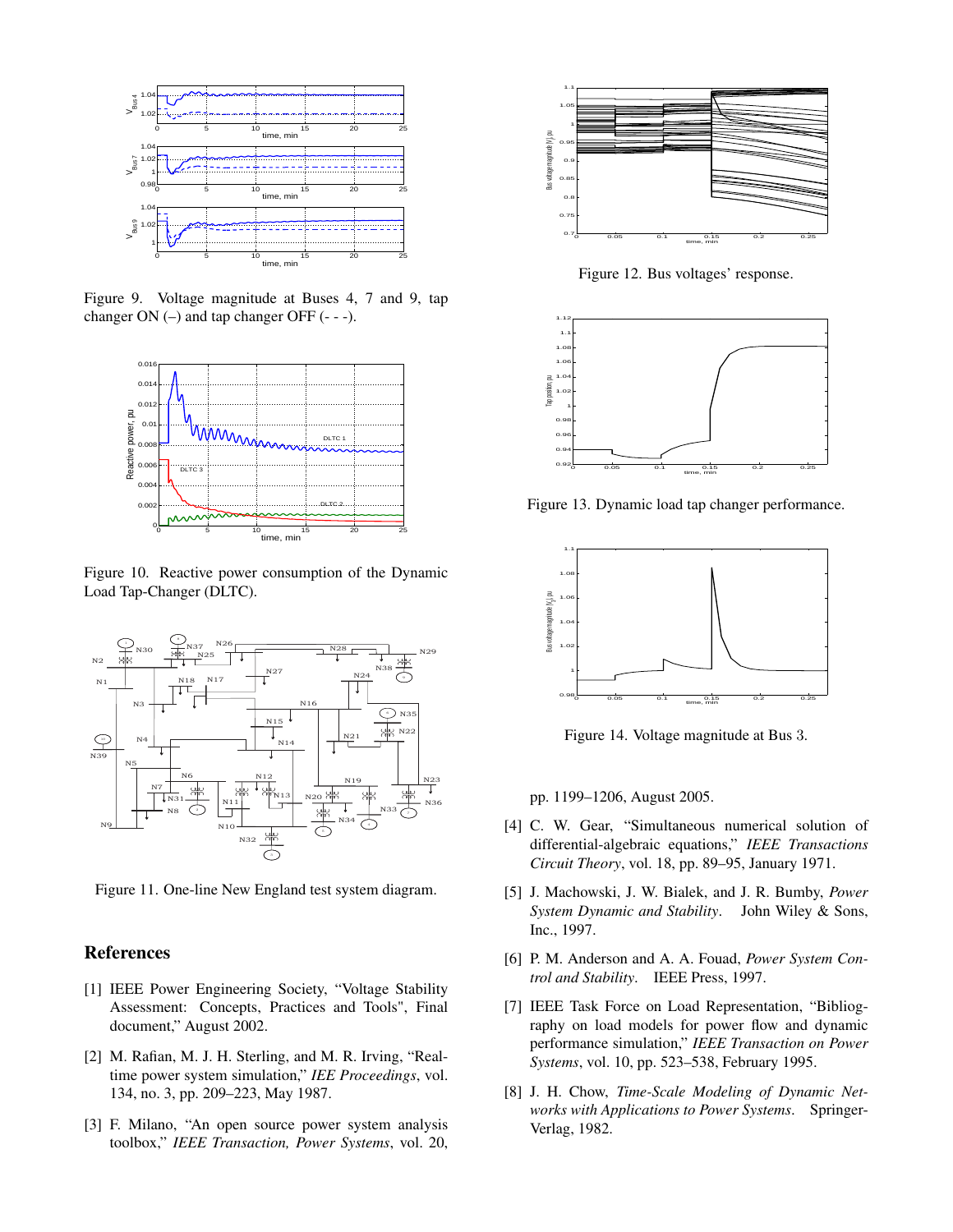$V_{Bus\,4}$

1.04

1.02

0 5 10 15 20 25

time, min

$V_{Bus\,7}$

1.04

1.02

1

0.98

0 5 10 15 20 25

time, min

$V_{Bus\,9}$

1.04

1.02

1

0 5 10 15 20 25

time, min

Figure 9. Voltage magnitude at Buses 4, 7 and 9, tap changer ON (–) and tap changer OFF (- - -).

Reactive power, pu

0.016

0.014

0.012

0.01

0.008

0.006

0.004

0.002

0

DLTC 1

DLTC 3

DLTC 2

0 5 10 15 20 25

time, min

Figure 10. Reactive power consumption of the Dynamic Load Tap-Changer (DLTC).

N30 N37 N26 N28 N29 N2 N25 N38 N1 N18 N17 N27 N24 N3 N16 N35 N15 N22 N39 N4 N14 N21 N5 N6 N12 N19 N23 N7 N31 N13 N20 N36 N8 N11 N33 N34 N9 N10 N32

Figure 11. One-line New England test system diagram.

## References

[1] IEEE Power Engineering Society, "Voltage Stability Assessment: Concepts, Practices and Tools", Final document," August 2002.

[2] M. Rafian, M. J. H. Sterling, and M. R. Irving, "Real-time power system simulation," *IEE Proceedings*, vol. 134, no. 3, pp. 209–223, May 1987.

[3] F. Milano, "An open source power system analysis toolbox," *IEEE Transaction, Power Systems*, vol. 20, pp. 1199–1206, August 2005.

[4] C. W. Gear, "Simultaneous numerical solution of differential-algebraic equations," *IEEE Transactions Circuit Theory*, vol. 18, pp. 89–95, January 1971.

[5] J. Machowski, J. W. Bialek, and J. R. Bumby, *Power System Dynamic and Stability*. John Wiley & Sons, Inc., 1997.

[6] P. M. Anderson and A. A. Fouad, *Power System Control and Stability*. IEEE Press, 1997.

[7] IEEE Task Force on Load Representation, "Bibliography on load models for power flow and dynamic performance simulation," *IEEE Transaction on Power Systems*, vol. 10, pp. 523–538, February 1995.

[8] J. H. Chow, *Time-Scale Modeling of Dynamic Networks with Applications to Power Systems*. Springer-Verlag, 1982.

Bus voltage magnitude $|V_i|$, pu

1.1

1.05

1

0.95

0.9

0.85

0.8

0.75

0.7

0 0.05 0.1 0.15 0.2 0.25

time, min

Figure 12. Bus voltages' response.

Tap position, pu

1.12

1.1

1.08

1.06

1.04

1.02

1

0.98

0.96

0.94

0.92

0 0.05 0.1 0.15 0.2 0.25

time, min

Figure 13. Dynamic load tap changer performance.

Bus voltage magnitude $|V_3|$, pu

1.1

1.08

1.06

1.04

1.02

1

0.98

0 0.05 0.1 0.15 0.2 0.25

time, min

Figure 14. Voltage magnitude at Bus 3.